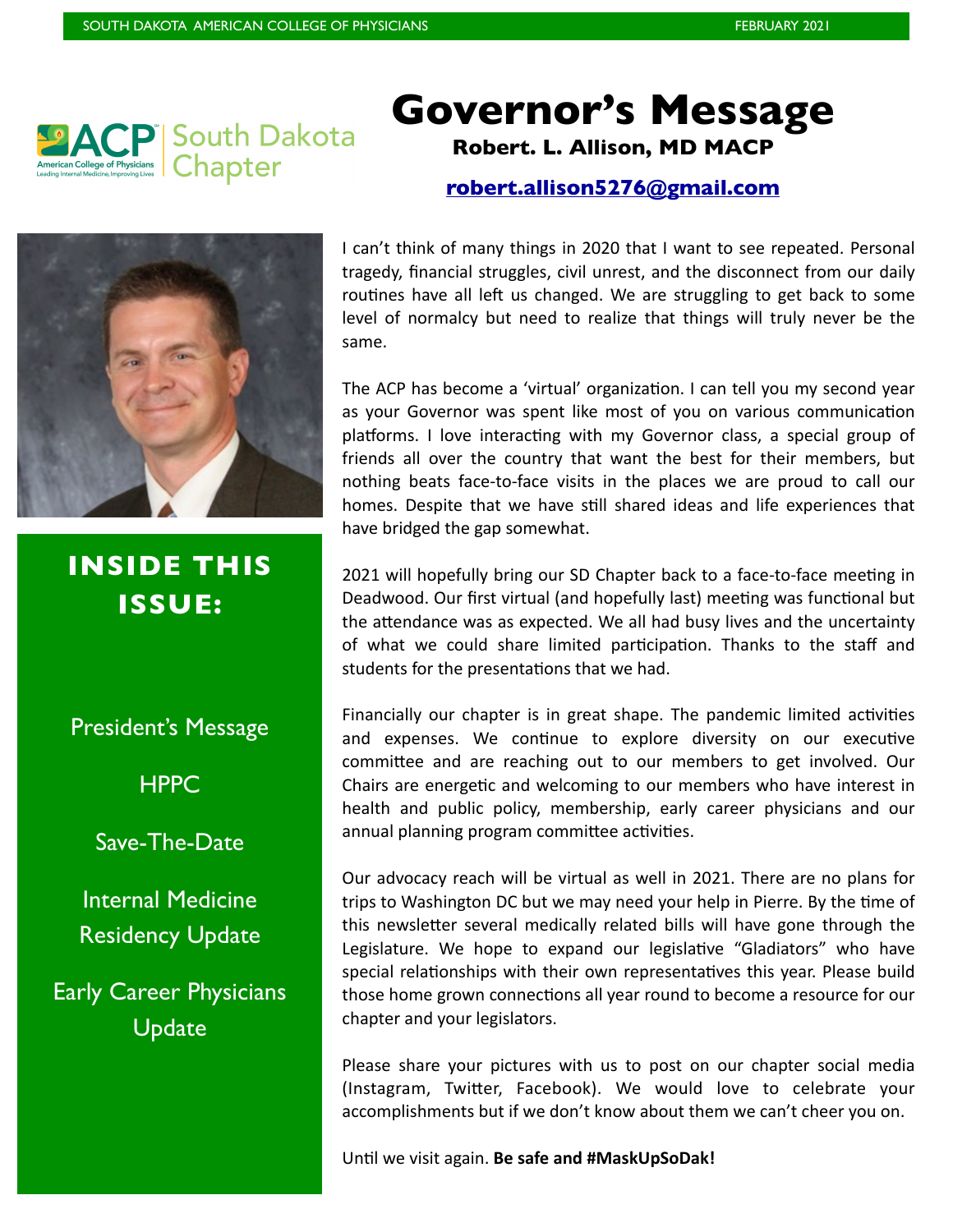# Governor's Message

**Robert. L. Allison, MD MACP**

**robert.allison5276@gmail.com**

**INSIDE THIS ISSUE:**

- President's Message
- HPPC
- Save-The-Date
- Internal Medicine Residency Update
- Early Career Physicians Update

I can't think of many things in 2020 that I want to see repeated. Personal tragedy, financial struggles, civil unrest, and the disconnect from our daily routines have all left us changed. We are struggling to get back to some level of normalcy but need to realize that things will truly never be the same.

The ACP has become a 'virtual' organization. I can tell you my second year as your Governor was spent like most of you on various communication platforms. I love interacting with my Governor class, a special group of friends all over the country that want the best for their members, but nothing beats face-to-face visits in the places we are proud to call our homes. Despite that we have still shared ideas and life experiences that have bridged the gap somewhat.

2021 will hopefully bring our SD Chapter back to a face-to-face meeting in Deadwood. Our first virtual (and hopefully last) meeting was functional but the attendance was as expected. We all had busy lives and the uncertainty of what we could share limited participation. Thanks to the staff and students for the presentations that we had.

Financially our chapter is in great shape. The pandemic limited activities and expenses. We continue to explore diversity on our executive committee and are reaching out to our members to get involved. Our Chairs are energetic and welcoming to our members who have interest in health and public policy, membership, early career physicians and our annual planning program committee activities.

Our advocacy reach will be virtual as well in 2021. There are no plans for trips to Washington DC but we may need your help in Pierre. By the time of this newsletter several medically related bills will have gone through the Legislature. We hope to expand our legislative "Gladiators" who have special relationships with their own representatives this year. Please build those home grown connections all year round to become a resource for our chapter and your legislators.

Please share your pictures with us to post on our chapter social media (Instagram, Twitter, Facebook). We would love to celebrate your accomplishments but if we don't know about them we can't cheer you on.

Until we visit again. **Be safe and #MaskUpSoDak!**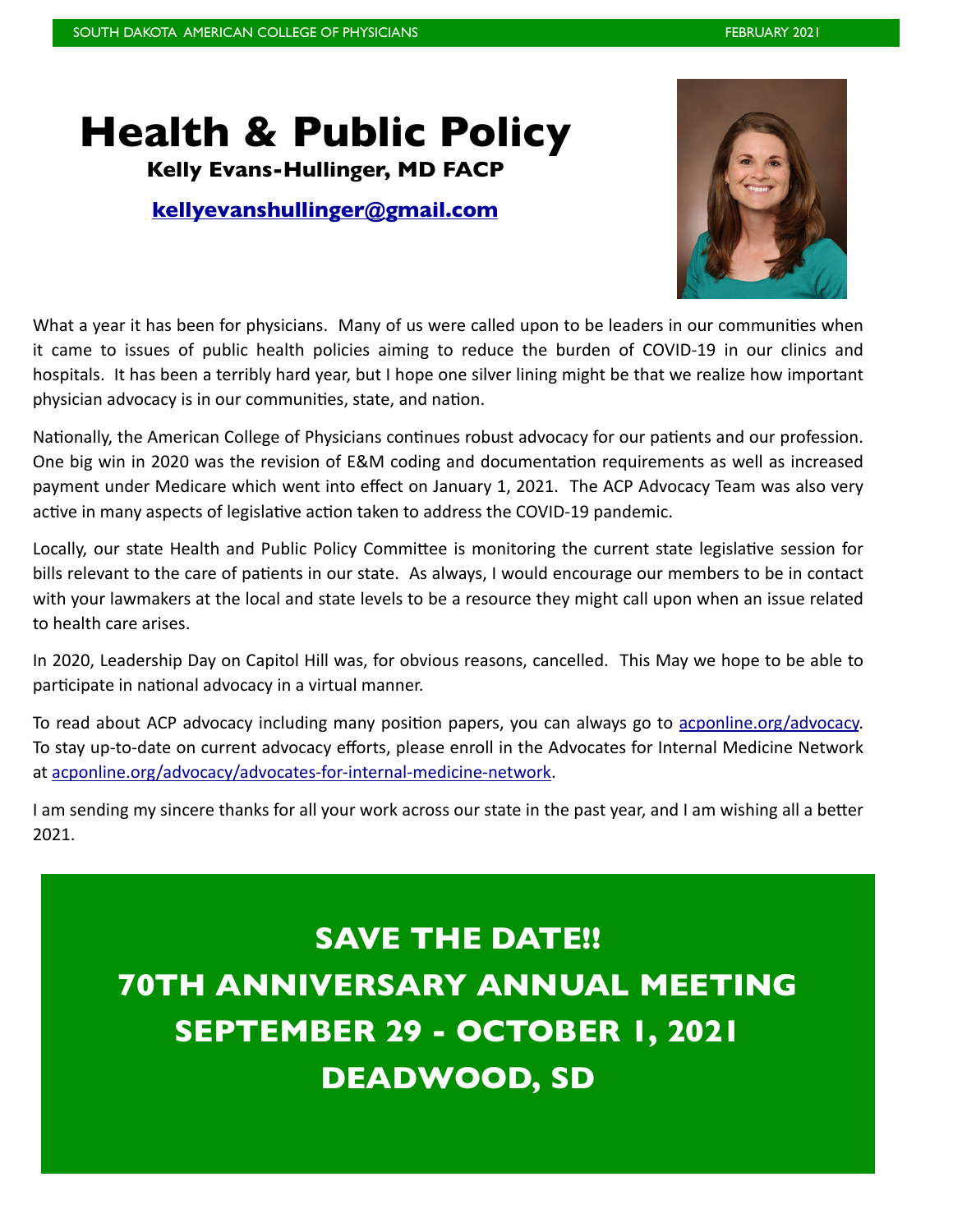# Health & Public Policy

**Kelly Evans-Hullinger, MD FACP**

**kellyevanshullinger@gmail.com**

What a year it has been for physicians. Many of us were called upon to be leaders in our communities when it came to issues of public health policies aiming to reduce the burden of COVID-19 in our clinics and hospitals. It has been a terribly hard year, but I hope one silver lining might be that we realize how important physician advocacy is in our communities, state, and nation.

Nationally, the American College of Physicians continues robust advocacy for our patients and our profession. One big win in 2020 was the revision of E&M coding and documentation requirements as well as increased payment under Medicare which went into effect on January 1, 2021. The ACP Advocacy Team was also very active in many aspects of legislative action taken to address the COVID-19 pandemic.

Locally, our state Health and Public Policy Committee is monitoring the current state legislative session for bills relevant to the care of patients in our state. As always, I would encourage our members to be in contact with your lawmakers at the local and state levels to be a resource they might call upon when an issue related to health care arises.

In 2020, Leadership Day on Capitol Hill was, for obvious reasons, cancelled. This May we hope to be able to participate in national advocacy in a virtual manner.

To read about ACP advocacy including many position papers, you can always go to acponline.org/advocacy. To stay up-to-date on current advocacy efforts, please enroll in the Advocates for Internal Medicine Network at acponline.org/advocacy/advocates-for-internal-medicine-network.

I am sending my sincere thanks for all your work across our state in the past year, and I am wishing all a better 2021.

**SAVE THE DATE!!**

**70TH ANNIVERSARY ANNUAL MEETING**

**SEPTEMBER 29 - OCTOBER 1, 2021**

**DEADWOOD, SD**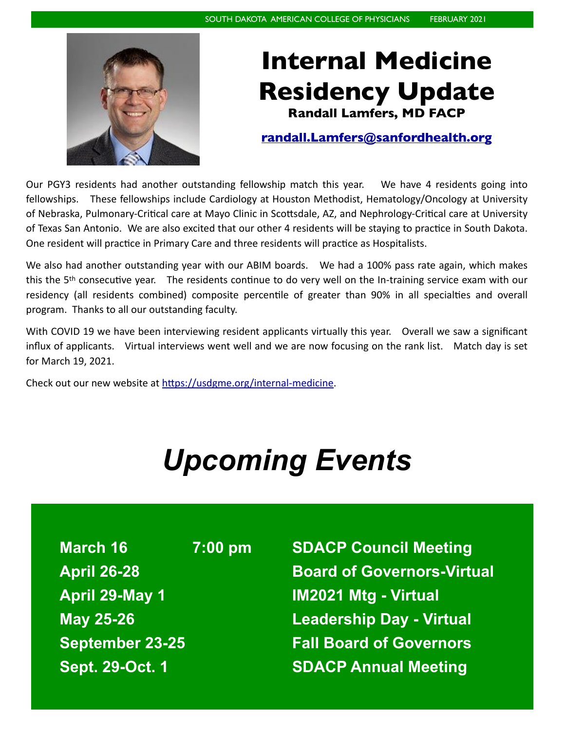# Internal Medicine Residency Update

**Randall Lamfers, MD FACP**

**randall.Lamfers@sanfordhealth.org**

Our PGY3 residents had another outstanding fellowship match this year. We have 4 residents going into fellowships. These fellowships include Cardiology at Houston Methodist, Hematology/Oncology at University of Nebraska, Pulmonary-Critical care at Mayo Clinic in Scottsdale, AZ, and Nephrology-Critical care at University of Texas San Antonio. We are also excited that our other 4 residents will be staying to practice in South Dakota. One resident will practice in Primary Care and three residents will practice as Hospitalists.

We also had another outstanding year with our ABIM boards. We had a 100% pass rate again, which makes this the 5th consecutive year. The residents continue to do very well on the In-training service exam with our residency (all residents combined) composite percentile of greater than 90% in all specialties and overall program. Thanks to all our outstanding faculty.

With COVID 19 we have been interviewing resident applicants virtually this year. Overall we saw a significant influx of applicants. Virtual interviews went well and we are now focusing on the rank list. Match day is set for March 19, 2021.

Check out our new website at https://usdgme.org/internal-medicine.

# *Upcoming Events*

| | | |
|---|---|---|
| **March 16** | **7:00 pm** | **SDACP Council Meeting** |
| **April 26-28** | | **Board of Governors-Virtual** |
| **April 29-May 1** | | **IM2021 Mtg - Virtual** |
| **May 25-26** | | **Leadership Day - Virtual** |
| **September 23-25** | | **Fall Board of Governors** |
| **Sept. 29-Oct. 1** | | **SDACP Annual Meeting** |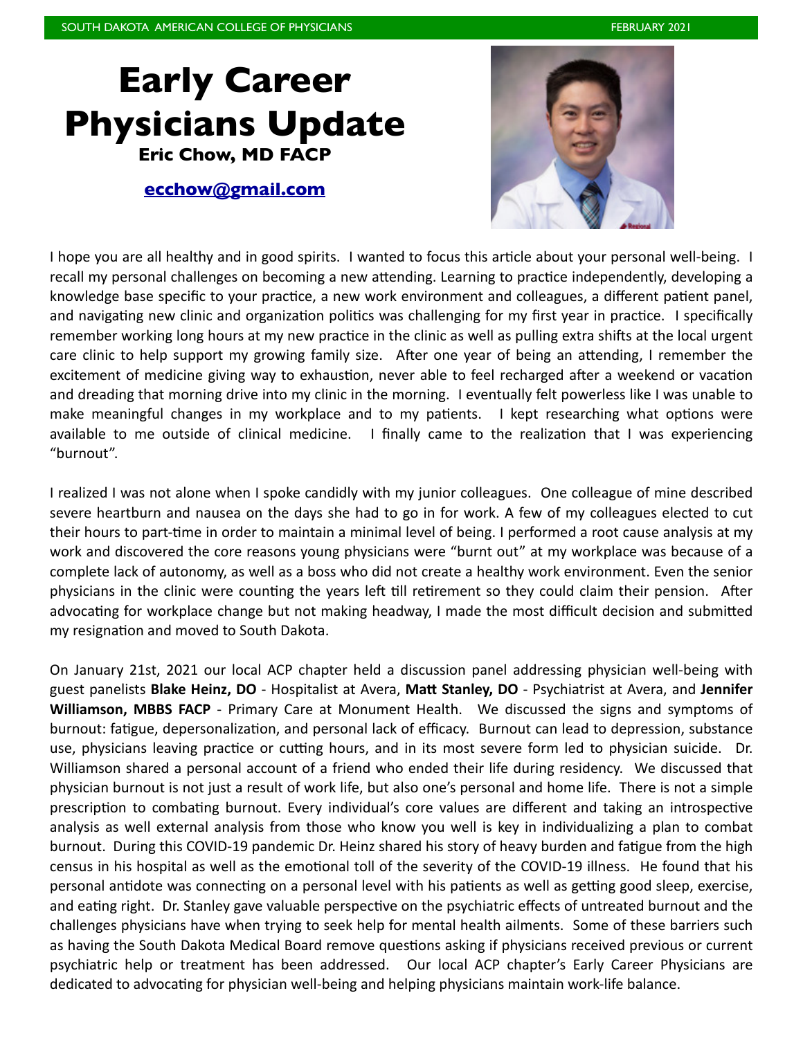# Early Career Physicians Update

**Eric Chow, MD FACP**

**ecchow@gmail.com**

I hope you are all healthy and in good spirits. I wanted to focus this article about your personal well-being. I recall my personal challenges on becoming a new attending. Learning to practice independently, developing a knowledge base specific to your practice, a new work environment and colleagues, a different patient panel, and navigating new clinic and organization politics was challenging for my first year in practice. I specifically remember working long hours at my new practice in the clinic as well as pulling extra shifts at the local urgent care clinic to help support my growing family size. After one year of being an attending, I remember the excitement of medicine giving way to exhaustion, never able to feel recharged after a weekend or vacation and dreading that morning drive into my clinic in the morning. I eventually felt powerless like I was unable to make meaningful changes in my workplace and to my patients. I kept researching what options were available to me outside of clinical medicine. I finally came to the realization that I was experiencing "burnout".

I realized I was not alone when I spoke candidly with my junior colleagues. One colleague of mine described severe heartburn and nausea on the days she had to go in for work. A few of my colleagues elected to cut their hours to part-time in order to maintain a minimal level of being. I performed a root cause analysis at my work and discovered the core reasons young physicians were "burnt out" at my workplace was because of a complete lack of autonomy, as well as a boss who did not create a healthy work environment. Even the senior physicians in the clinic were counting the years left till retirement so they could claim their pension. After advocating for workplace change but not making headway, I made the most difficult decision and submitted my resignation and moved to South Dakota.

On January 21st, 2021 our local ACP chapter held a discussion panel addressing physician well-being with guest panelists **Blake Heinz, DO** - Hospitalist at Avera, **Matt Stanley, DO** - Psychiatrist at Avera, and **Jennifer Williamson, MBBS FACP** - Primary Care at Monument Health. We discussed the signs and symptoms of burnout: fatigue, depersonalization, and personal lack of efficacy. Burnout can lead to depression, substance use, physicians leaving practice or cutting hours, and in its most severe form led to physician suicide. Dr. Williamson shared a personal account of a friend who ended their life during residency. We discussed that physician burnout is not just a result of work life, but also one's personal and home life. There is not a simple prescription to combating burnout. Every individual's core values are different and taking an introspective analysis as well external analysis from those who know you well is key in individualizing a plan to combat burnout. During this COVID-19 pandemic Dr. Heinz shared his story of heavy burden and fatigue from the high census in his hospital as well as the emotional toll of the severity of the COVID-19 illness. He found that his personal antidote was connecting on a personal level with his patients as well as getting good sleep, exercise, and eating right. Dr. Stanley gave valuable perspective on the psychiatric effects of untreated burnout and the challenges physicians have when trying to seek help for mental health ailments. Some of these barriers such as having the South Dakota Medical Board remove questions asking if physicians received previous or current psychiatric help or treatment has been addressed. Our local ACP chapter's Early Career Physicians are dedicated to advocating for physician well-being and helping physicians maintain work-life balance.